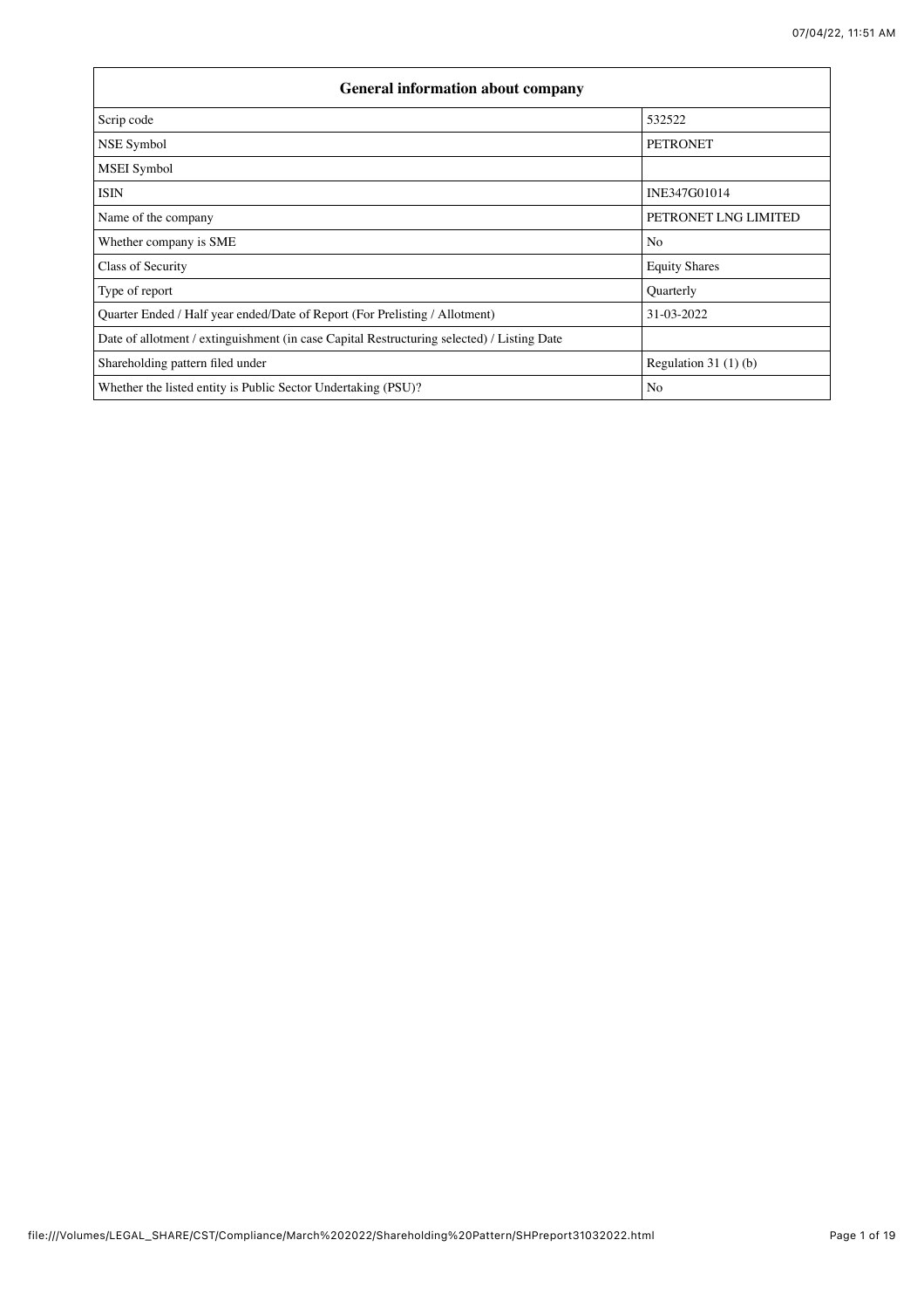| General information about company | |
|---|---|
| Scrip code | 532522 |
| NSE Symbol | PETRONET |
| MSEI Symbol | |
| ISIN | INE347G01014 |
| Name of the company | PETRONET LNG LIMITED |
| Whether company is SME | No |
| Class of Security | Equity Shares |
| Type of report | Quarterly |
| Quarter Ended / Half year ended/Date of Report (For Prelisting / Allotment) | 31-03-2022 |
| Date of allotment / extinguishment (in case Capital Restructuring selected) / Listing Date | |
| Shareholding pattern filed under | Regulation 31 (1) (b) |
| Whether the listed entity is Public Sector Undertaking (PSU)? | No |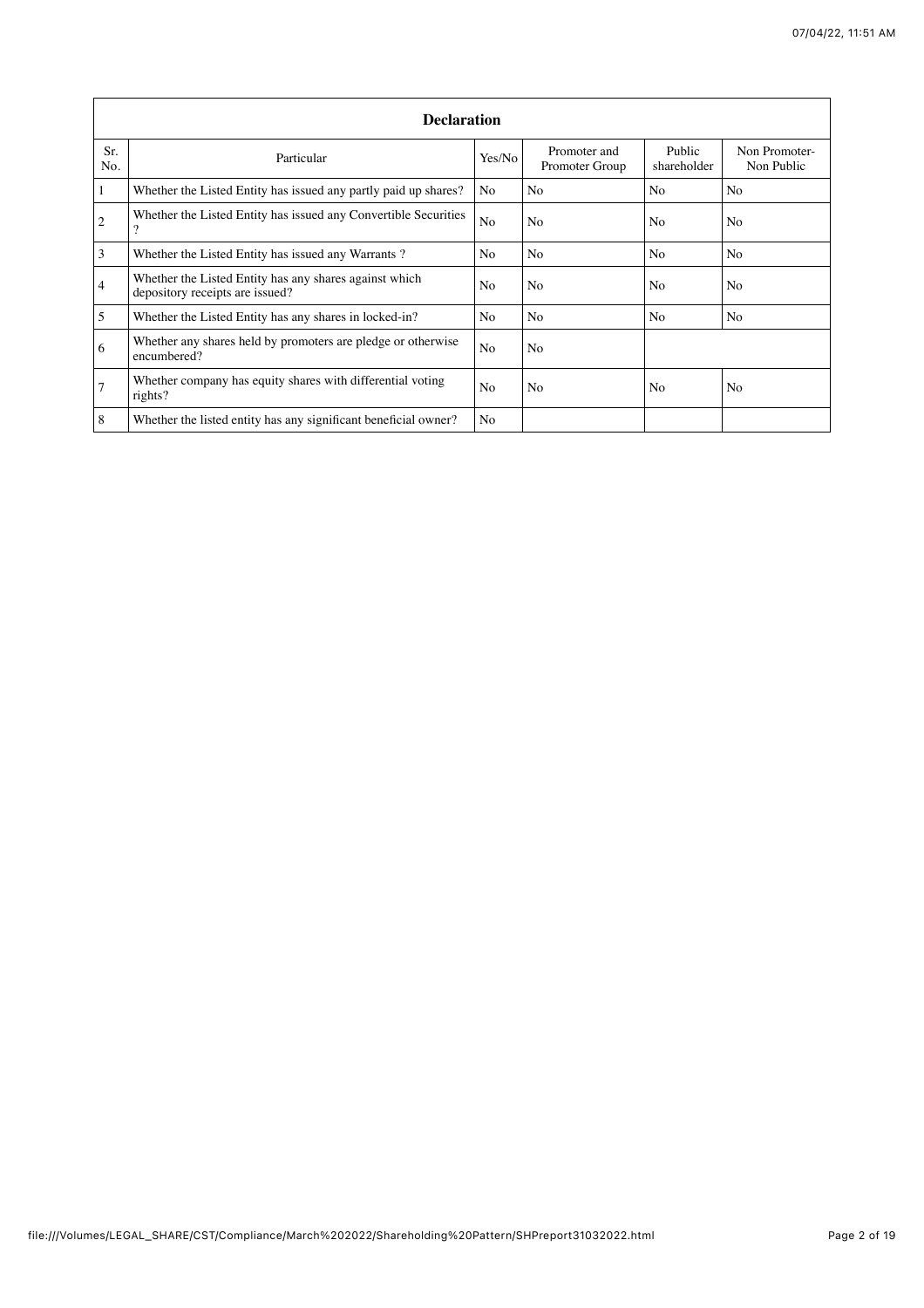| Declaration | | | | | |
|---|---|---|---|---|---|
| Sr. No. | Particular | Yes/No | Promoter and Promoter Group | Public shareholder | Non Promoter- Non Public |
| 1 | Whether the Listed Entity has issued any partly paid up shares? | No | No | No | No |
| 2 | Whether the Listed Entity has issued any Convertible Securities ? | No | No | No | No |
| 3 | Whether the Listed Entity has issued any Warrants ? | No | No | No | No |
| 4 | Whether the Listed Entity has any shares against which depository receipts are issued? | No | No | No | No |
| 5 | Whether the Listed Entity has any shares in locked-in? | No | No | No | No |
| 6 | Whether any shares held by promoters are pledge or otherwise encumbered? | No | No | | |
| 7 | Whether company has equity shares with differential voting rights? | No | No | No | No |
| 8 | Whether the listed entity has any significant beneficial owner? | No | | | |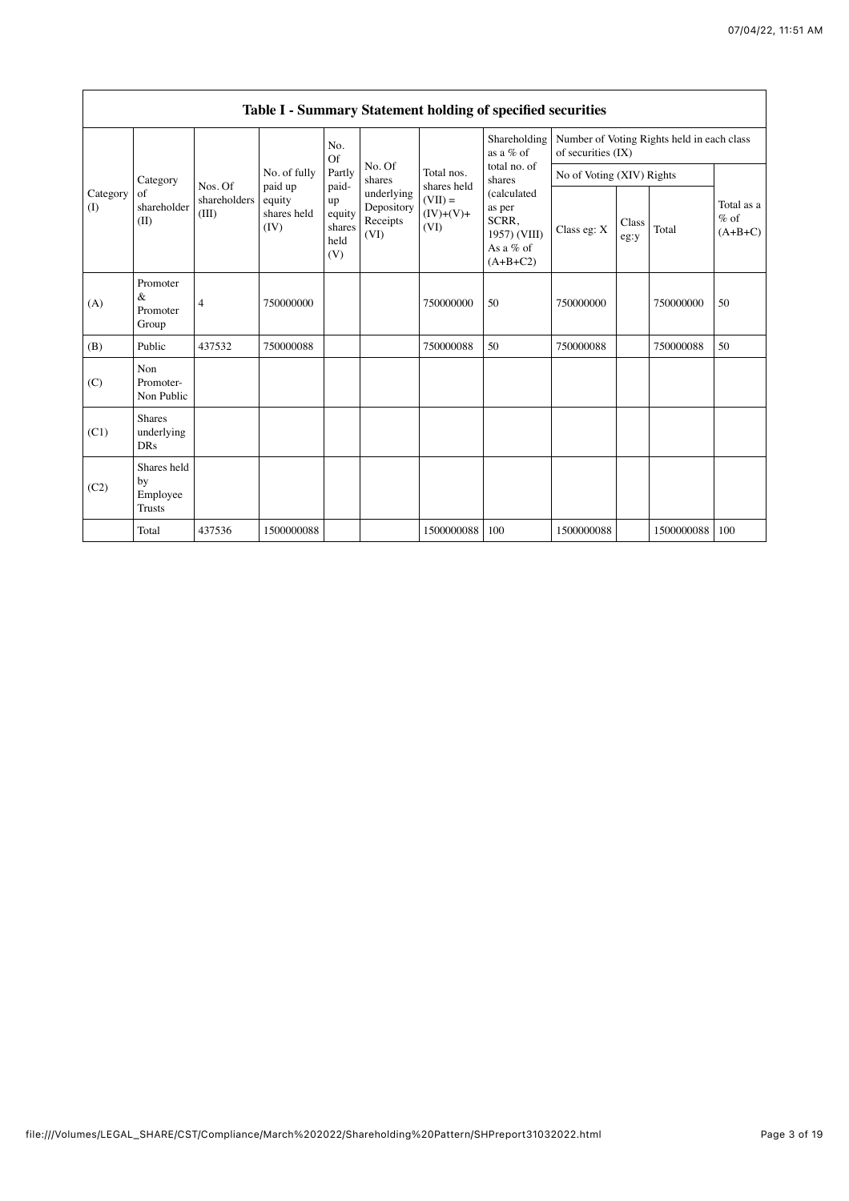| Table I - Summary Statement holding of specified securities | | | | | | | | | | | | |
|---|---|---|---|---|---|---|---|---|---|---|---|---|
| Category (I) | Category of shareholder (II) | Nos. Of shareholders (III) | No. of fully paid up equity shares held (IV) | No. Of Partly paid-up equity shares held (V) | No. Of shares underlying Depository Receipts (VI) | Total nos. shares held (VII) = (IV)+(V)+ (VI) | Shareholding as a % of total no. of shares (calculated as per SCRR, 1957) (VIII) As a % of (A+B+C2) | Number of Voting Rights held in each class of securities (IX) | | | |
| | | | | | | | | No of Voting (XIV) Rights | | | Total as a % of (A+B+C) |
| | | | | | | | | Class eg: X | Class eg:y | Total | |
| (A) | Promoter & Promoter Group | 4 | 750000000 | | | 750000000 | 50 | 750000000 | | 750000000 | 50 |
| (B) | Public | 437532 | 750000088 | | | 750000088 | 50 | 750000088 | | 750000088 | 50 |
| (C) | Non Promoter- Non Public | | | | | | | | | | |
| (C1) | Shares underlying DRs | | | | | | | | | | |
| (C2) | Shares held by Employee Trusts | | | | | | | | | | |
| | Total | 437536 | 1500000088 | | | 1500000088 | 100 | 1500000088 | | 1500000088 | 100 |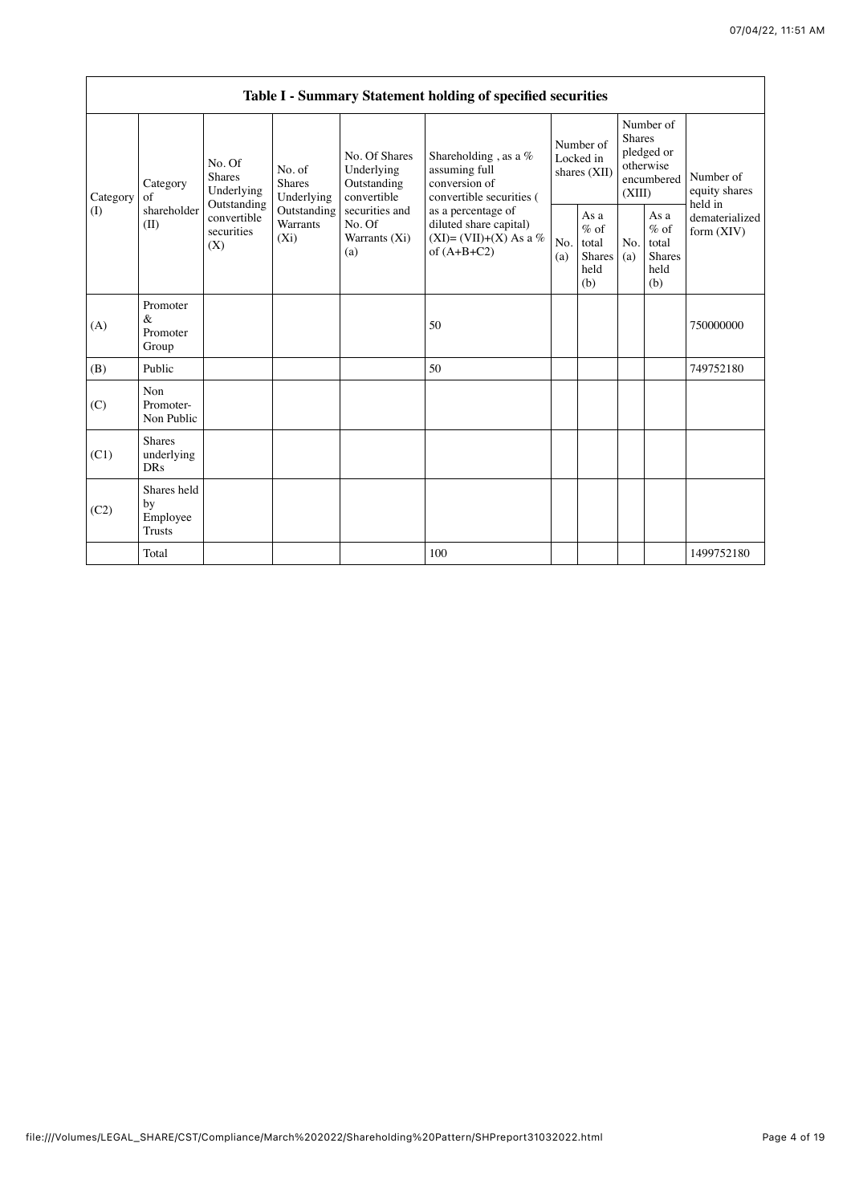| Table I - Summary Statement holding of specified securities | | | | | | | | | | |
|---|---|---|---|---|---|---|---|---|---|---|
| Category (I) | Category of shareholder (II) | No. Of Shares Underlying Outstanding convertible securities (X) | No. of Shares Underlying Outstanding Warrants (Xi) | No. Of Shares Underlying Outstanding convertible securities and No. Of Warrants (Xi) (a) | Shareholding , as a % assuming full conversion of convertible securities ( as a percentage of diluted share capital) (XI)= (VII)+(X) As a % of (A+B+C2) | Number of Locked in shares (XII) | | Number of Shares pledged or otherwise encumbered (XIII) | | Number of equity shares held in dematerialized form (XIV) |
| | | | | | | No. (a) | As a % of total Shares held (b) | No. (a) | As a % of total Shares held (b) | |
| (A) | Promoter & Promoter Group | | | | 50 | | | | | 750000000 |
| (B) | Public | | | | 50 | | | | | 749752180 |
| (C) | Non Promoter- Non Public | | | | | | | | | |
| (C1) | Shares underlying DRs | | | | | | | | | |
| (C2) | Shares held by Employee Trusts | | | | | | | | | |
| | Total | | | | 100 | | | | | 1499752180 |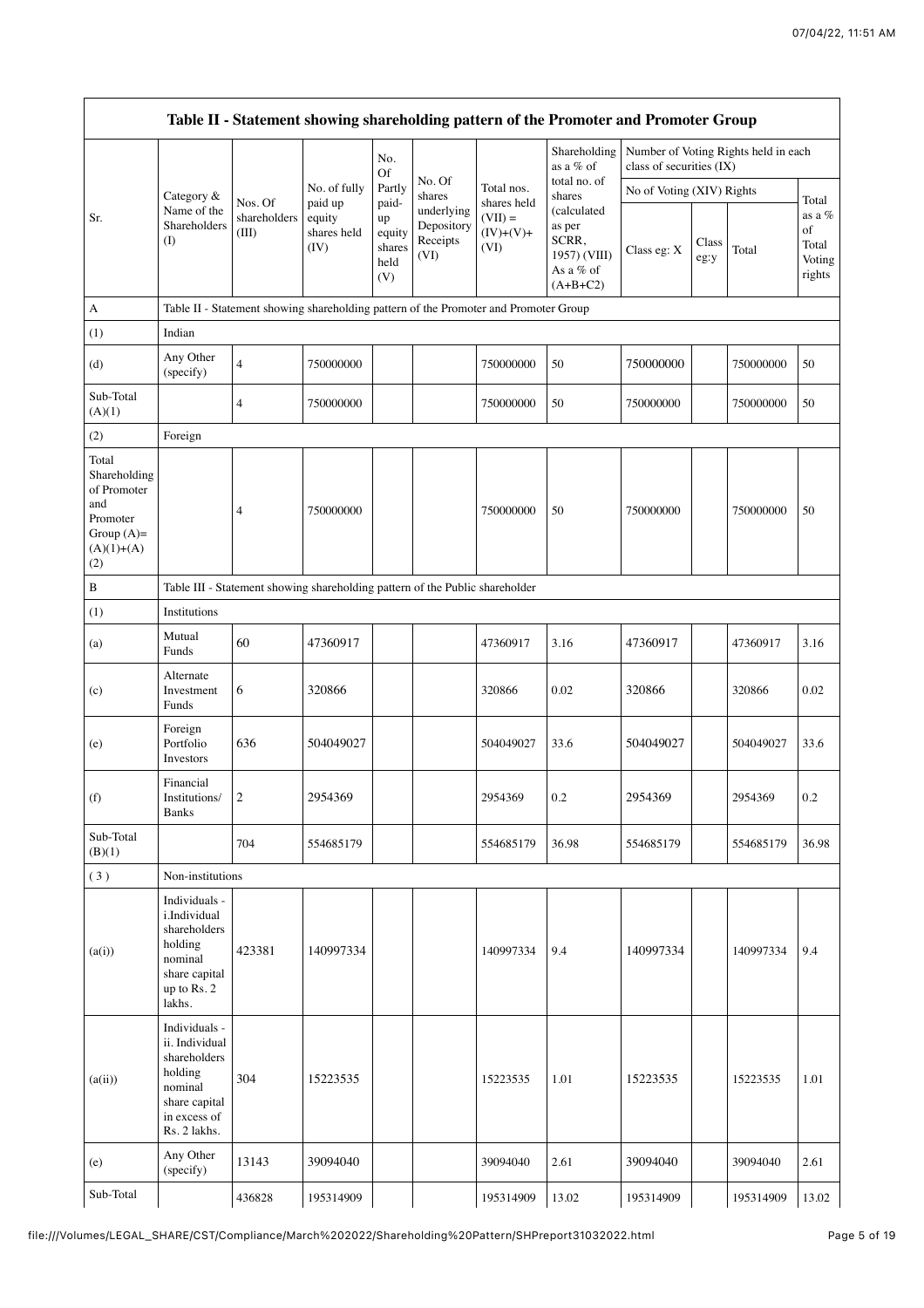| Table II - Statement showing shareholding pattern of the Promoter and Promoter Group | | | | | | | | | | | |
|---|---|---|---|---|---|---|---|---|---|---|---|
| Sr. | Category & Name of the Shareholders (I) | Nos. Of shareholders (III) | No. of fully paid up equity shares held (IV) | No. Of Partly paid-up equity shares held (V) | No. Of shares underlying Depository Receipts (VI) | Total nos. shares held (VII) = (IV)+(V)+ (VI) | Shareholding as a % of total no. of shares (calculated as per SCRR, 1957) (VIII) As a % of (A+B+C2) | Number of Voting Rights held in each class of securities (IX) | | | |
| | | | | | | | | No of Voting (XIV) Rights | | | Total as a % of Total Voting rights |
| | | | | | | | | Class eg: X | Class eg:y | Total | |
| A | Table II - Statement showing shareholding pattern of the Promoter and Promoter Group | | | | | | | | | | |
| (1) | Indian | | | | | | | | | | |
| (d) | Any Other (specify) | 4 | 750000000 | | | 750000000 | 50 | 750000000 | | 750000000 | 50 |
| Sub-Total (A)(1) | | 4 | 750000000 | | | 750000000 | 50 | 750000000 | | 750000000 | 50 |
| (2) | Foreign | | | | | | | | | | |
| Total Shareholding of Promoter and Promoter Group (A)= (A)(1)+(A)(2) | | 4 | 750000000 | | | 750000000 | 50 | 750000000 | | 750000000 | 50 |
| B | Table III - Statement showing shareholding pattern of the Public shareholder | | | | | | | | | | |
| (1) | Institutions | | | | | | | | | | |
| (a) | Mutual Funds | 60 | 47360917 | | | 47360917 | 3.16 | 47360917 | | 47360917 | 3.16 |
| (c) | Alternate Investment Funds | 6 | 320866 | | | 320866 | 0.02 | 320866 | | 320866 | 0.02 |
| (e) | Foreign Portfolio Investors | 636 | 504049027 | | | 504049027 | 33.6 | 504049027 | | 504049027 | 33.6 |
| (f) | Financial Institutions/ Banks | 2 | 2954369 | | | 2954369 | 0.2 | 2954369 | | 2954369 | 0.2 |
| Sub-Total (B)(1) | | 704 | 554685179 | | | 554685179 | 36.98 | 554685179 | | 554685179 | 36.98 |
| (3) | Non-institutions | | | | | | | | | | |
| (a(i)) | Individuals - i.Individual shareholders holding nominal share capital up to Rs. 2 lakhs. | 423381 | 140997334 | | | 140997334 | 9.4 | 140997334 | | 140997334 | 9.4 |
| (a(ii)) | Individuals - ii. Individual shareholders holding nominal share capital in excess of Rs. 2 lakhs. | 304 | 15223535 | | | 15223535 | 1.01 | 15223535 | | 15223535 | 1.01 |
| (e) | Any Other (specify) | 13143 | 39094040 | | | 39094040 | 2.61 | 39094040 | | 39094040 | 2.61 |
| Sub-Total | | 436828 | 195314909 | | | 195314909 | 13.02 | 195314909 | | 195314909 | 13.02 |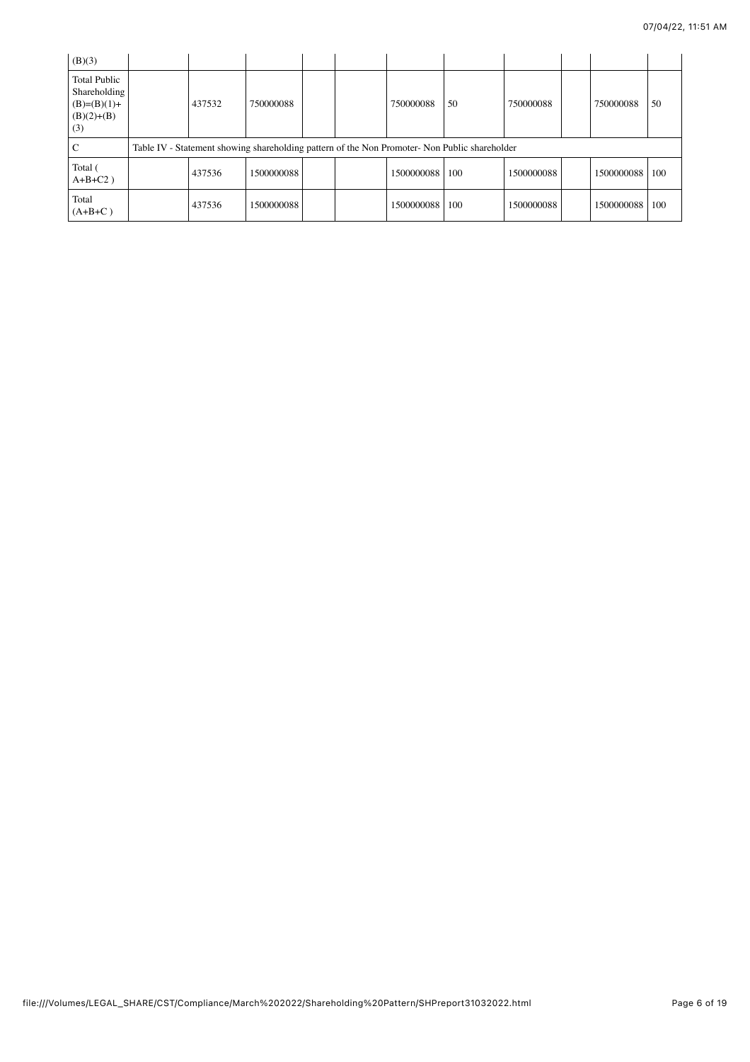| (B)(3) | | | | | | | | | | | |
|---|---|---|---|---|---|---|---|---|---|---|---|
| Total Public Shareholding (B)=(B)(1)+(B)(2)+(B)(3) | | 437532 | 750000088 | | | 750000088 | 50 | 750000088 | | 750000088 | 50 |
| C | Table IV - Statement showing shareholding pattern of the Non Promoter- Non Public shareholder | | | | | | | | | | |
| Total ( A+B+C2 ) | | 437536 | 1500000088 | | | 1500000088 | 100 | 1500000088 | | 1500000088 | 100 |
| Total (A+B+C ) | | 437536 | 1500000088 | | | 1500000088 | 100 | 1500000088 | | 1500000088 | 100 |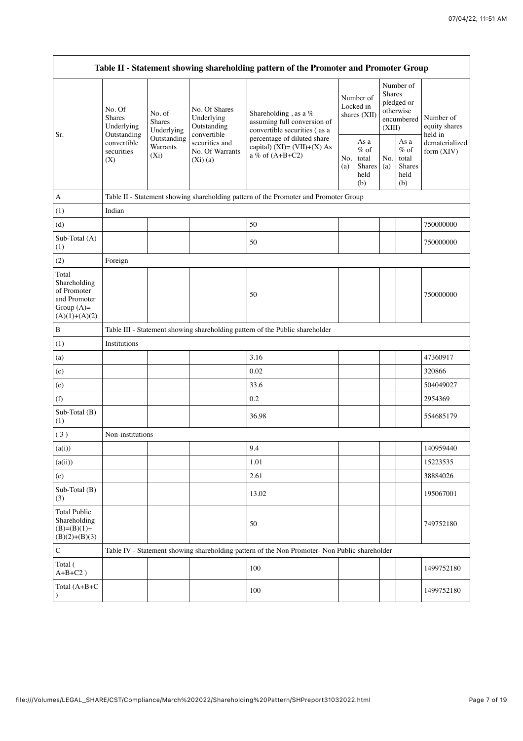| Table II - Statement showing shareholding pattern of the Promoter and Promoter Group | | | | | | | | | |
|---|---|---|---|---|---|---|---|---|---|
| Sr. | No. Of Shares Underlying Outstanding convertible securities (X) | No. of Shares Underlying Outstanding Warrants (Xi) | No. Of Shares Underlying Outstanding convertible securities and No. Of Warrants (Xi) (a) | Shareholding , as a % assuming full conversion of convertible securities ( as a percentage of diluted share capital) (XI)= (VII)+(X) As a % of (A+B+C2) | Number of Locked in shares (XII) | | Number of Shares pledged or otherwise encumbered (XIII) | | Number of equity shares held in dematerialized form (XIV) |
| | | | | | No. (a) | As a % of total Shares held (b) | No. (a) | As a % of total Shares held (b) | |
| A | Table II - Statement showing shareholding pattern of the Promoter and Promoter Group | | | | | | | | |
| (1) | Indian | | | | | | | | |
| (d) | | | | 50 | | | | | 750000000 |
| Sub-Total (A) (1) | | | | 50 | | | | | 750000000 |
| (2) | Foreign | | | | | | | | |
| Total Shareholding of Promoter and Promoter Group (A)= (A)(1)+(A)(2) | | | | 50 | | | | | 750000000 |
| B | Table III - Statement showing shareholding pattern of the Public shareholder | | | | | | | | |
| (1) | Institutions | | | | | | | | |
| (a) | | | | 3.16 | | | | | 47360917 |
| (c) | | | | 0.02 | | | | | 320866 |
| (e) | | | | 33.6 | | | | | 504049027 |
| (f) | | | | 0.2 | | | | | 2954369 |
| Sub-Total (B) (1) | | | | 36.98 | | | | | 554685179 |
| ( 3 ) | Non-institutions | | | | | | | | |
| (a(i)) | | | | 9.4 | | | | | 140959440 |
| (a(ii)) | | | | 1.01 | | | | | 15223535 |
| (e) | | | | 2.61 | | | | | 38884026 |
| Sub-Total (B) (3) | | | | 13.02 | | | | | 195067001 |
| Total Public Shareholding (B)=(B)(1)+(B)(2)+(B)(3) | | | | 50 | | | | | 749752180 |
| C | Table IV - Statement showing shareholding pattern of the Non Promoter- Non Public shareholder | | | | | | | | |
| Total ( A+B+C2 ) | | | | 100 | | | | | 1499752180 |
| Total (A+B+C ) | | | | 100 | | | | | 1499752180 |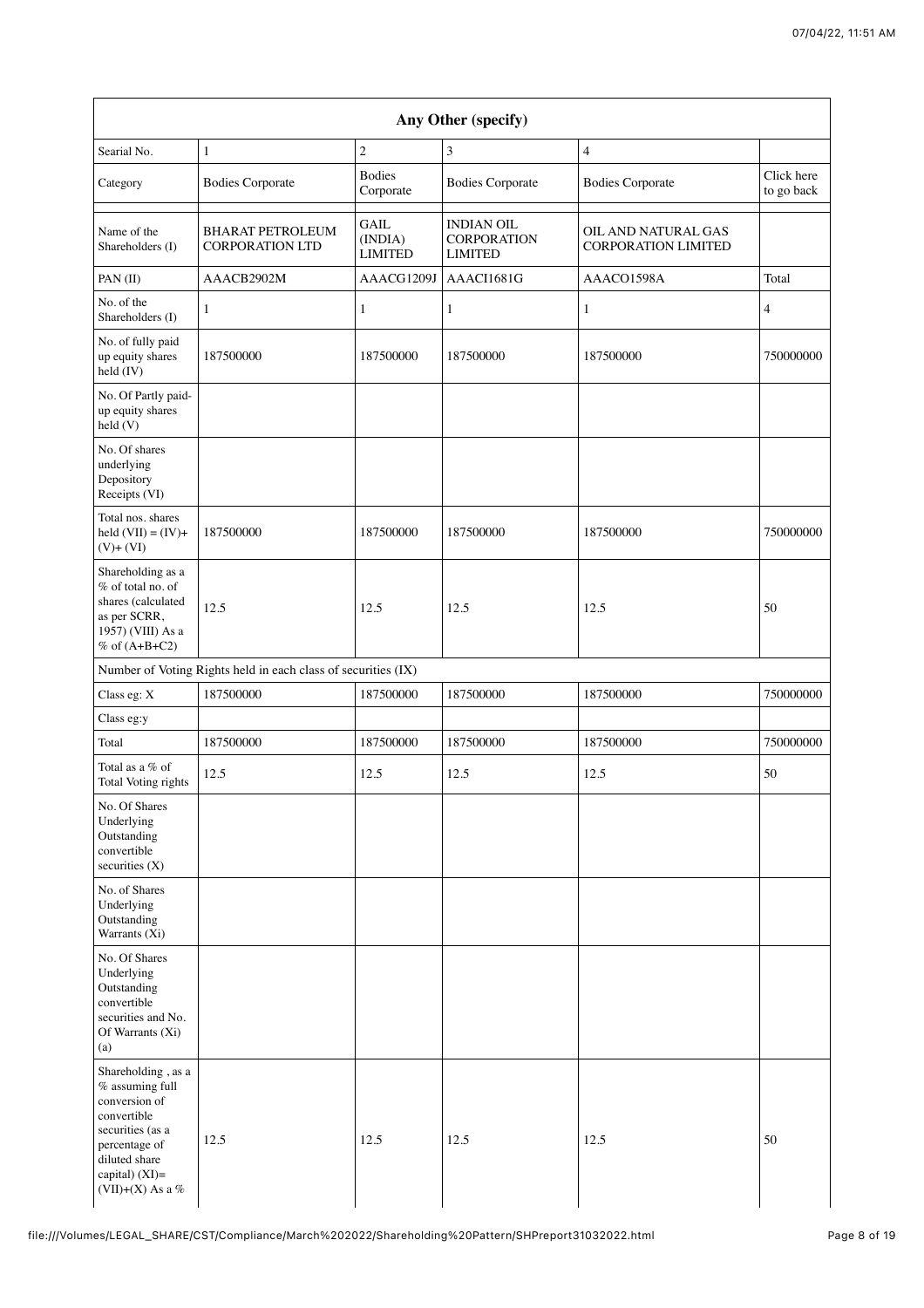| Any Other (specify) | | | | | |
|---|---|---|---|---|---|
| Searial No. | 1 | 2 | 3 | 4 | |
| Category | Bodies Corporate | Bodies Corporate | Bodies Corporate | Bodies Corporate | Click here to go back |
| Name of the Shareholders (I) | BHARAT PETROLEUM CORPORATION LTD | GAIL (INDIA) LIMITED | INDIAN OIL CORPORATION LIMITED | OIL AND NATURAL GAS CORPORATION LIMITED | |
| PAN (II) | AAACB2902M | AAACG1209J | AAACI1681G | AAACO1598A | Total |
| No. of the Shareholders (I) | 1 | 1 | 1 | 1 | 4 |
| No. of fully paid up equity shares held (IV) | 187500000 | 187500000 | 187500000 | 187500000 | 750000000 |
| No. Of Partly paid-up equity shares held (V) | | | | | |
| No. Of shares underlying Depository Receipts (VI) | | | | | |
| Total nos. shares held (VII) = (IV)+ (V)+ (VI) | 187500000 | 187500000 | 187500000 | 187500000 | 750000000 |
| Shareholding as a % of total no. of shares (calculated as per SCRR, 1957) (VIII) As a % of (A+B+C2) | 12.5 | 12.5 | 12.5 | 12.5 | 50 |
| Number of Voting Rights held in each class of securities (IX) | | | | | |
| Class eg: X | 187500000 | 187500000 | 187500000 | 187500000 | 750000000 |
| Class eg:y | | | | | |
| Total | 187500000 | 187500000 | 187500000 | 187500000 | 750000000 |
| Total as a % of Total Voting rights | 12.5 | 12.5 | 12.5 | 12.5 | 50 |
| No. Of Shares Underlying Outstanding convertible securities (X) | | | | | |
| No. of Shares Underlying Outstanding Warrants (Xi) | | | | | |
| No. Of Shares Underlying Outstanding convertible securities and No. Of Warrants (Xi) (a) | | | | | |
| Shareholding , as a % assuming full conversion of convertible securities (as a percentage of diluted share capital) (XI)= (VII)+(X) As a % | 12.5 | 12.5 | 12.5 | 12.5 | 50 |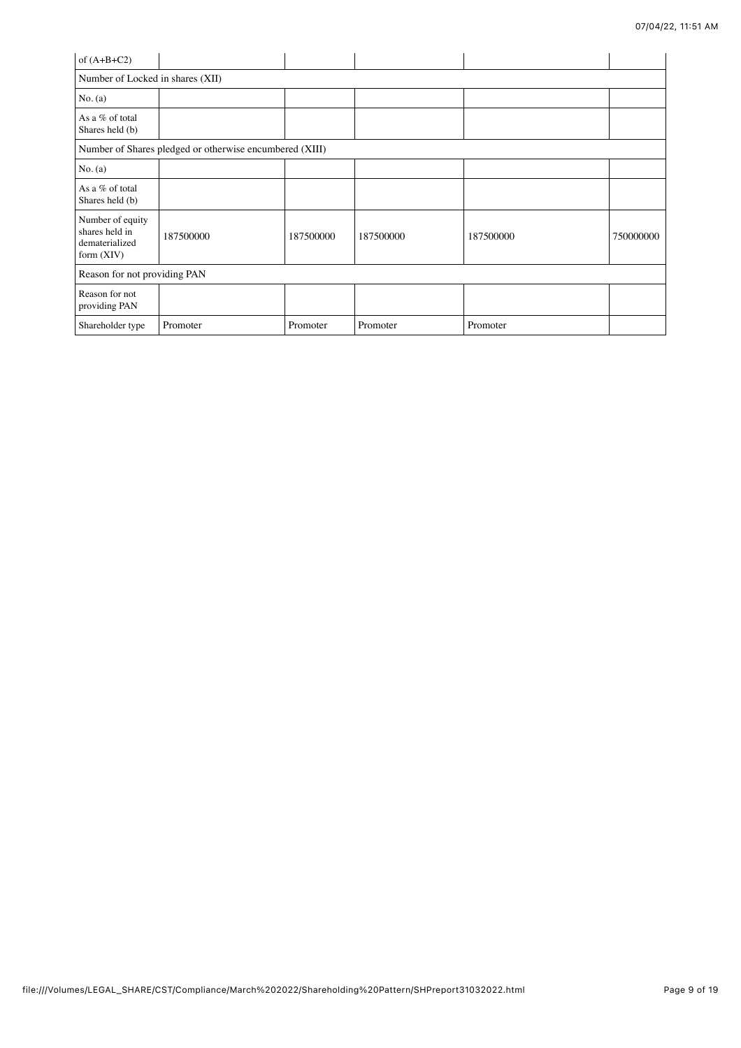| of (A+B+C2) | | | | | |
|---|---|---|---|---|---|
| Number of Locked in shares (XII) | | | | | |
| No. (a) | | | | | |
| As a % of total Shares held (b) | | | | | |
| Number of Shares pledged or otherwise encumbered (XIII) | | | | | |
| No. (a) | | | | | |
| As a % of total Shares held (b) | | | | | |
| Number of equity shares held in dematerialized form (XIV) | 187500000 | 187500000 | 187500000 | 187500000 | 750000000 |
| Reason for not providing PAN | | | | | |
| Reason for not providing PAN | | | | | |
| Shareholder type | Promoter | Promoter | Promoter | Promoter | |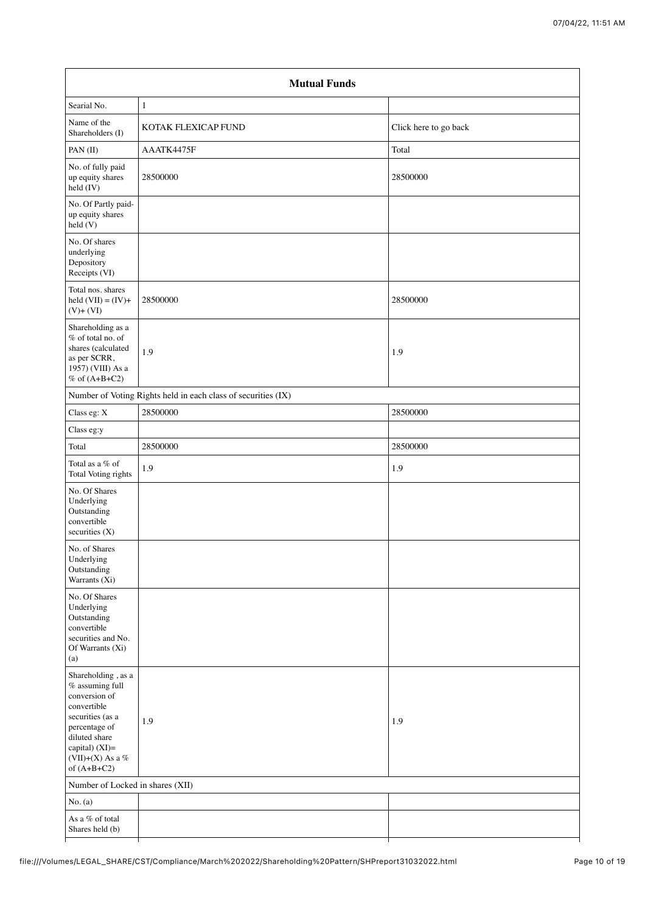| Mutual Funds | | |
|---|---|---|
| Searial No. | 1 | |
| Name of the Shareholders (I) | KOTAK FLEXICAP FUND | Click here to go back |
| PAN (II) | AAATK4475F | Total |
| No. of fully paid up equity shares held (IV) | 28500000 | 28500000 |
| No. Of Partly paid-up equity shares held (V) | | |
| No. Of shares underlying Depository Receipts (VI) | | |
| Total nos. shares held (VII) = (IV)+ (V)+ (VI) | 28500000 | 28500000 |
| Shareholding as a % of total no. of shares (calculated as per SCRR, 1957) (VIII) As a % of (A+B+C2) | 1.9 | 1.9 |
| Number of Voting Rights held in each class of securities (IX) | | |
| Class eg: X | 28500000 | 28500000 |
| Class eg:y | | |
| Total | 28500000 | 28500000 |
| Total as a % of Total Voting rights | 1.9 | 1.9 |
| No. Of Shares Underlying Outstanding convertible securities (X) | | |
| No. of Shares Underlying Outstanding Warrants (Xi) | | |
| No. Of Shares Underlying Outstanding convertible securities and No. Of Warrants (Xi) (a) | | |
| Shareholding , as a % assuming full conversion of convertible securities (as a percentage of diluted share capital) (XI)= (VII)+(X) As a % of (A+B+C2) | 1.9 | 1.9 |
| Number of Locked in shares (XII) | | |
| No. (a) | | |
| As a % of total Shares held (b) | | |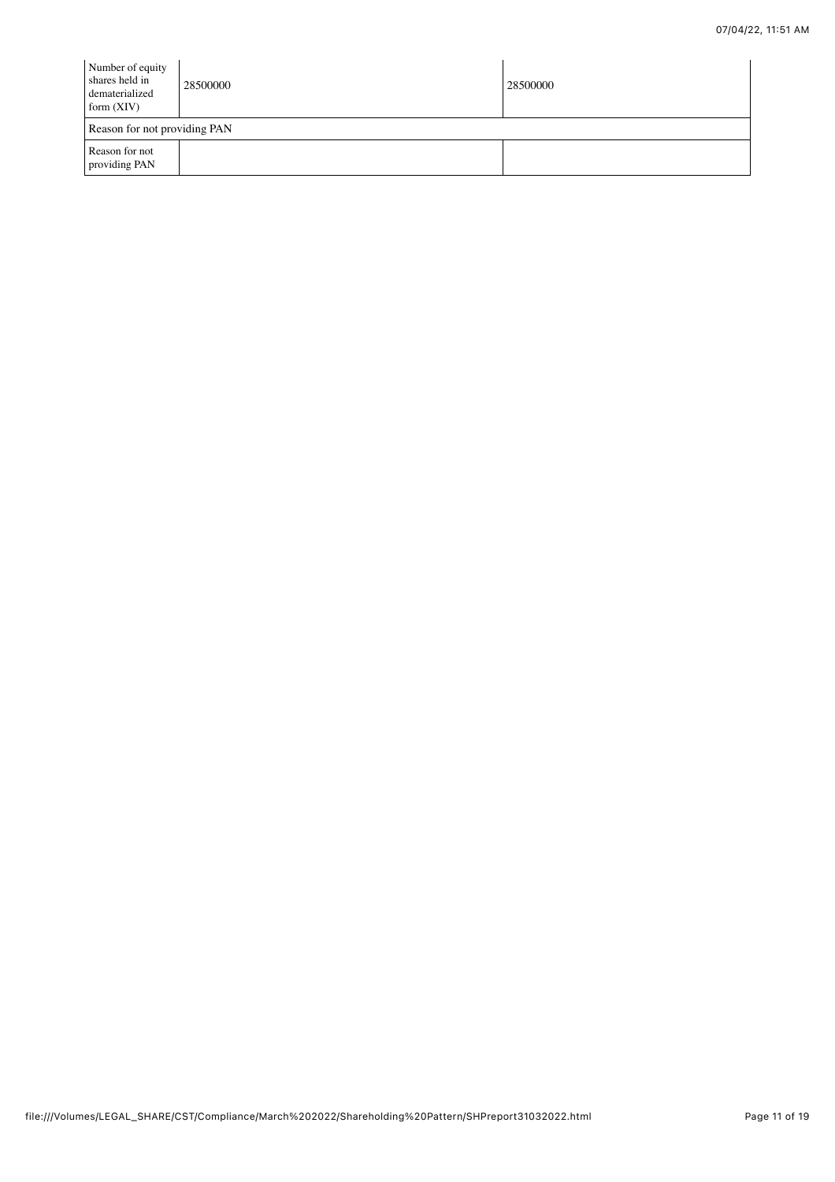| | | |
|---|---|---|
| Number of equity shares held in dematerialized form (XIV) | 28500000 | 28500000 |
| Reason for not providing PAN | | |
| Reason for not providing PAN | | |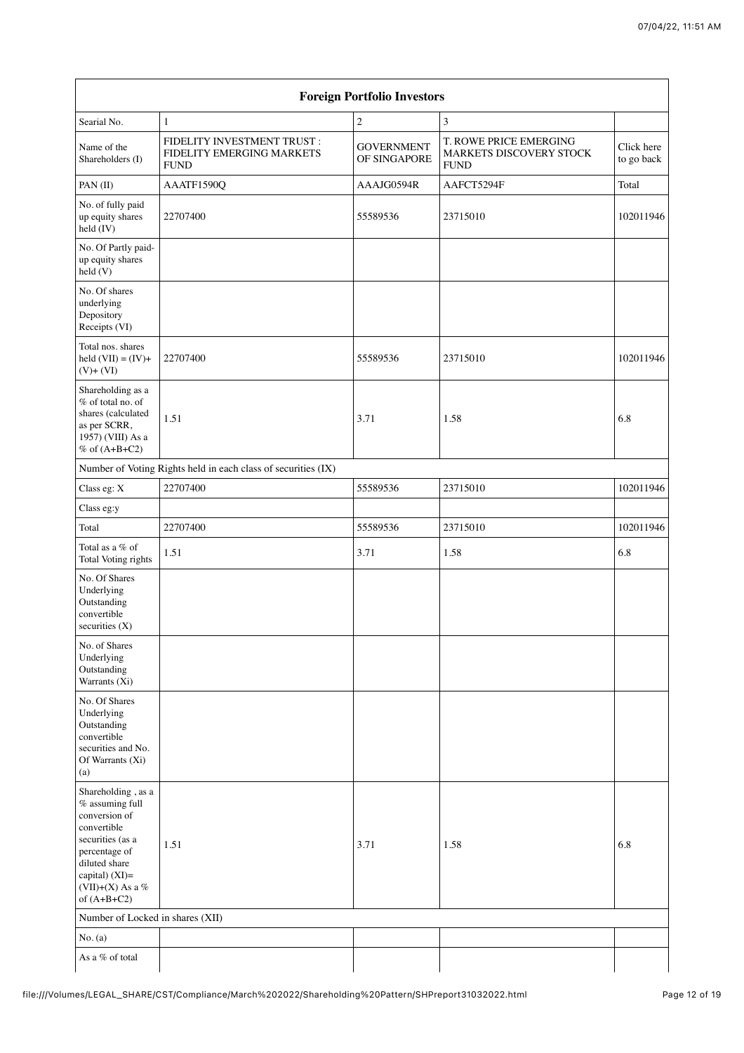| Foreign Portfolio Investors | | | | |
|---|---|---|---|---|
| Searial No. | 1 | 2 | 3 | |
| Name of the Shareholders (I) | FIDELITY INVESTMENT TRUST : FIDELITY EMERGING MARKETS FUND | GOVERNMENT OF SINGAPORE | T. ROWE PRICE EMERGING MARKETS DISCOVERY STOCK FUND | Click here to go back |
| PAN (II) | AAATF1590Q | AAAJG0594R | AAFCT5294F | Total |
| No. of fully paid up equity shares held (IV) | 22707400 | 55589536 | 23715010 | 102011946 |
| No. Of Partly paid-up equity shares held (V) | | | | |
| No. Of shares underlying Depository Receipts (VI) | | | | |
| Total nos. shares held (VII) = (IV)+ (V)+ (VI) | 22707400 | 55589536 | 23715010 | 102011946 |
| Shareholding as a % of total no. of shares (calculated as per SCRR, 1957) (VIII) As a % of (A+B+C2) | 1.51 | 3.71 | 1.58 | 6.8 |
| Number of Voting Rights held in each class of securities (IX) | | | | |
| Class eg: X | 22707400 | 55589536 | 23715010 | 102011946 |
| Class eg:y | | | | |
| Total | 22707400 | 55589536 | 23715010 | 102011946 |
| Total as a % of Total Voting rights | 1.51 | 3.71 | 1.58 | 6.8 |
| No. Of Shares Underlying Outstanding convertible securities (X) | | | | |
| No. of Shares Underlying Outstanding Warrants (Xi) | | | | |
| No. Of Shares Underlying Outstanding convertible securities and No. Of Warrants (Xi) (a) | | | | |
| Shareholding , as a % assuming full conversion of convertible securities (as a percentage of diluted share capital) (XI)= (VII)+(X) As a % of (A+B+C2) | 1.51 | 3.71 | 1.58 | 6.8 |
| Number of Locked in shares (XII) | | | | |
| No. (a) | | | | |
| As a % of total | | | | |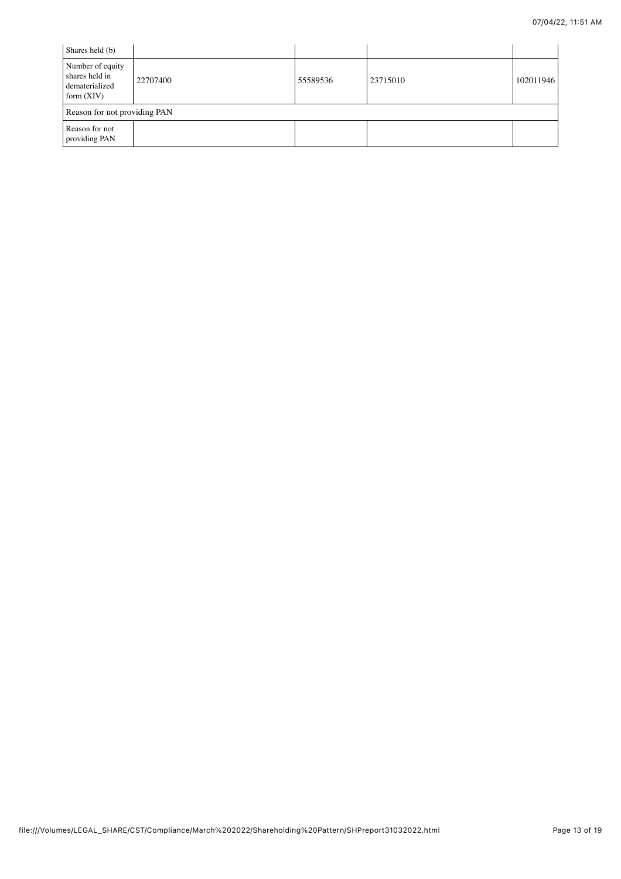| | | | | |
|---|---|---|---|---|
| Shares held (b) | | | | |
| Number of equity shares held in dematerialized form (XIV) | 22707400 | 55589536 | 23715010 | 102011946 |
| Reason for not providing PAN | | | | |
| Reason for not providing PAN | | | | |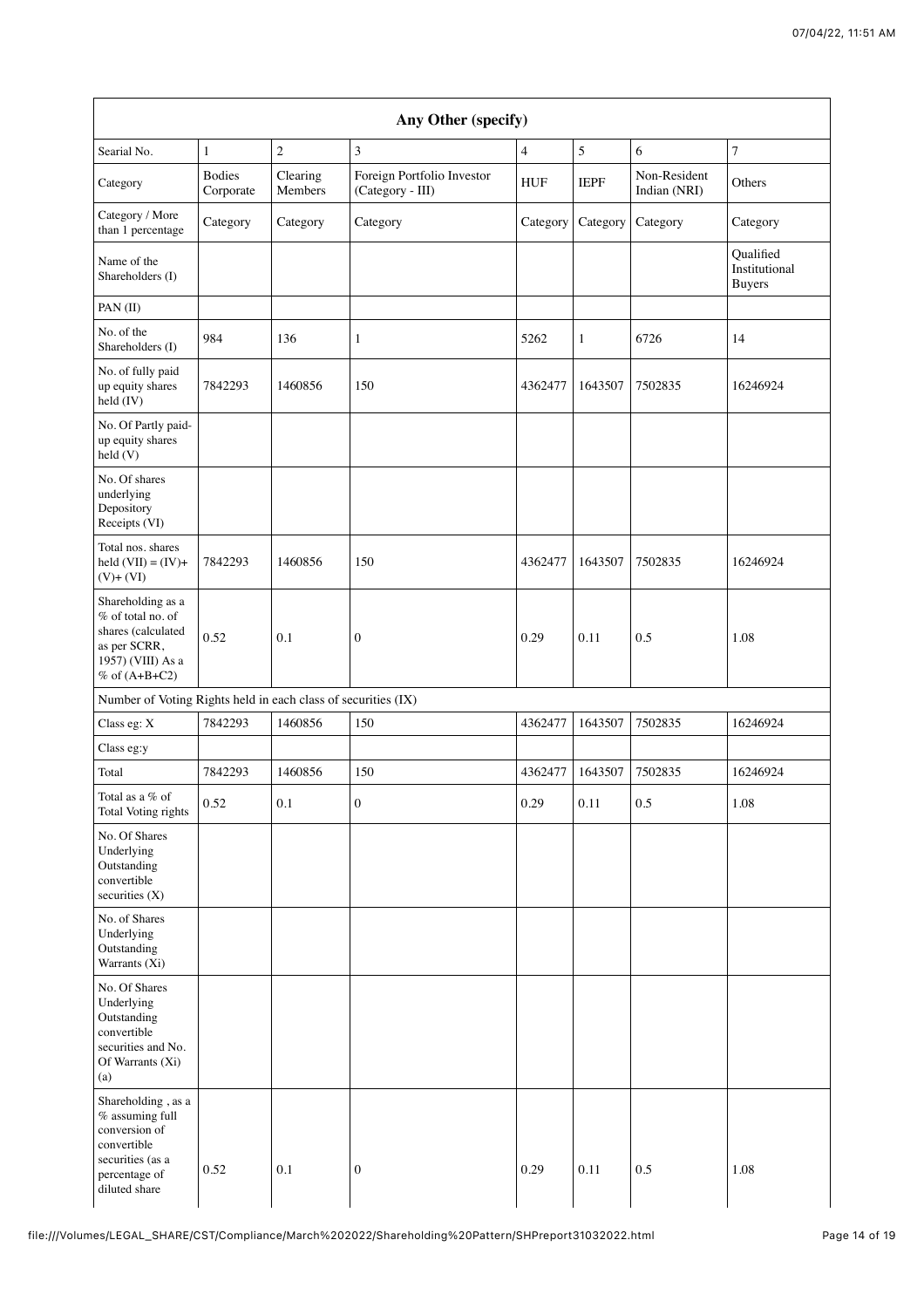| Any Other (specify) | | | | | | | |
|---|---|---|---|---|---|---|---|
| Searial No. | 1 | 2 | 3 | 4 | 5 | 6 | 7 |
| Category | Bodies Corporate | Clearing Members | Foreign Portfolio Investor (Category - III) | HUF | IEPF | Non-Resident Indian (NRI) | Others |
| Category / More than 1 percentage | Category | Category | Category | Category | Category | Category | Category |
| Name of the Shareholders (I) | | | | | | | Qualified Institutional Buyers |
| PAN (II) | | | | | | | |
| No. of the Shareholders (I) | 984 | 136 | 1 | 5262 | 1 | 6726 | 14 |
| No. of fully paid up equity shares held (IV) | 7842293 | 1460856 | 150 | 4362477 | 1643507 | 7502835 | 16246924 |
| No. Of Partly paid-up equity shares held (V) | | | | | | | |
| No. Of shares underlying Depository Receipts (VI) | | | | | | | |
| Total nos. shares held (VII) = (IV)+ (V)+ (VI) | 7842293 | 1460856 | 150 | 4362477 | 1643507 | 7502835 | 16246924 |
| Shareholding as a % of total no. of shares (calculated as per SCRR, 1957) (VIII) As a % of (A+B+C2) | 0.52 | 0.1 | 0 | 0.29 | 0.11 | 0.5 | 1.08 |
| Number of Voting Rights held in each class of securities (IX) | | | | | | | |
| Class eg: X | 7842293 | 1460856 | 150 | 4362477 | 1643507 | 7502835 | 16246924 |
| Class eg:y | | | | | | | |
| Total | 7842293 | 1460856 | 150 | 4362477 | 1643507 | 7502835 | 16246924 |
| Total as a % of Total Voting rights | 0.52 | 0.1 | 0 | 0.29 | 0.11 | 0.5 | 1.08 |
| No. Of Shares Underlying Outstanding convertible securities (X) | | | | | | | |
| No. of Shares Underlying Outstanding Warrants (Xi) | | | | | | | |
| No. Of Shares Underlying Outstanding convertible securities and No. Of Warrants (Xi) (a) | | | | | | | |
| Shareholding , as a % assuming full conversion of convertible securities (as a percentage of diluted share | 0.52 | 0.1 | 0 | 0.29 | 0.11 | 0.5 | 1.08 |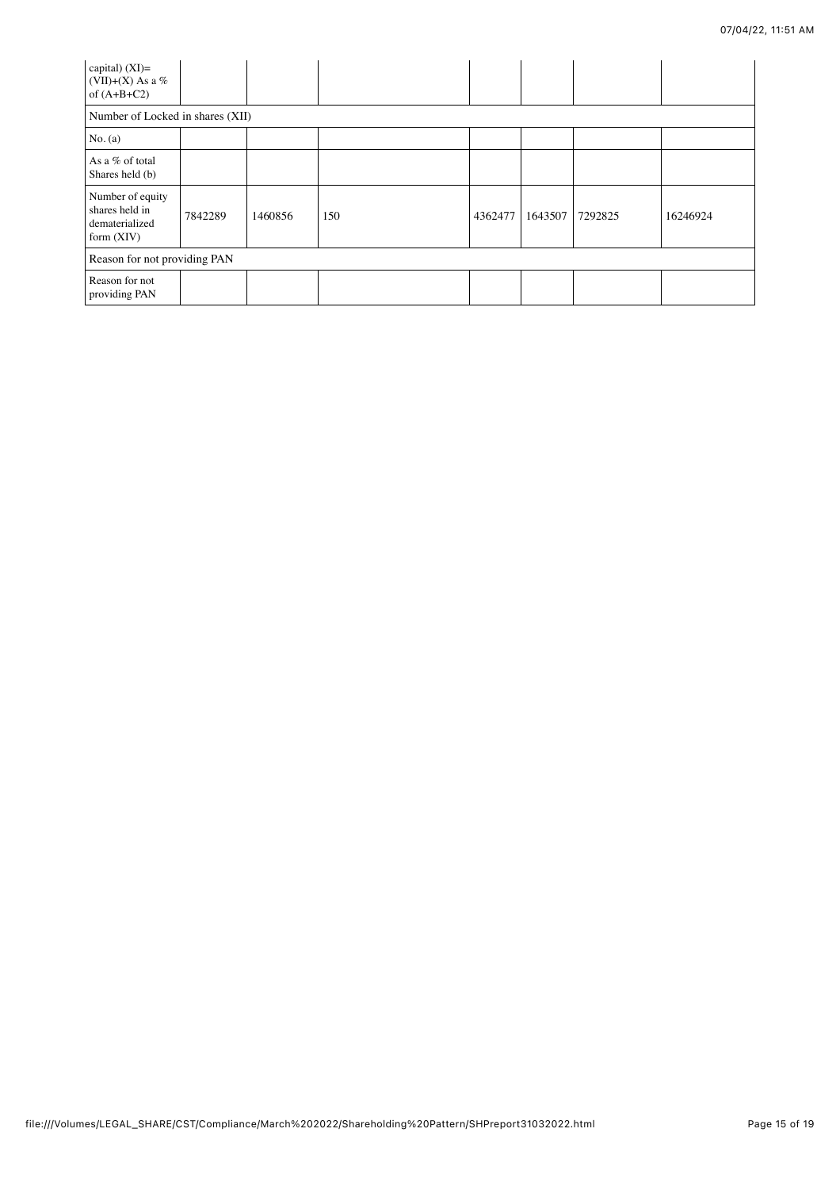| capital) (XI)= (VII)+(X) As a % of (A+B+C2) | | | | | | | |
|---|---|---|---|---|---|---|---|
| Number of Locked in shares (XII) | | | | | | | |
| No. (a) | | | | | | | |
| As a % of total Shares held (b) | | | | | | | |
| Number of equity shares held in dematerialized form (XIV) | 7842289 | 1460856 | 150 | 4362477 | 1643507 | 7292825 | 16246924 |
| Reason for not providing PAN | | | | | | | |
| Reason for not providing PAN | | | | | | | |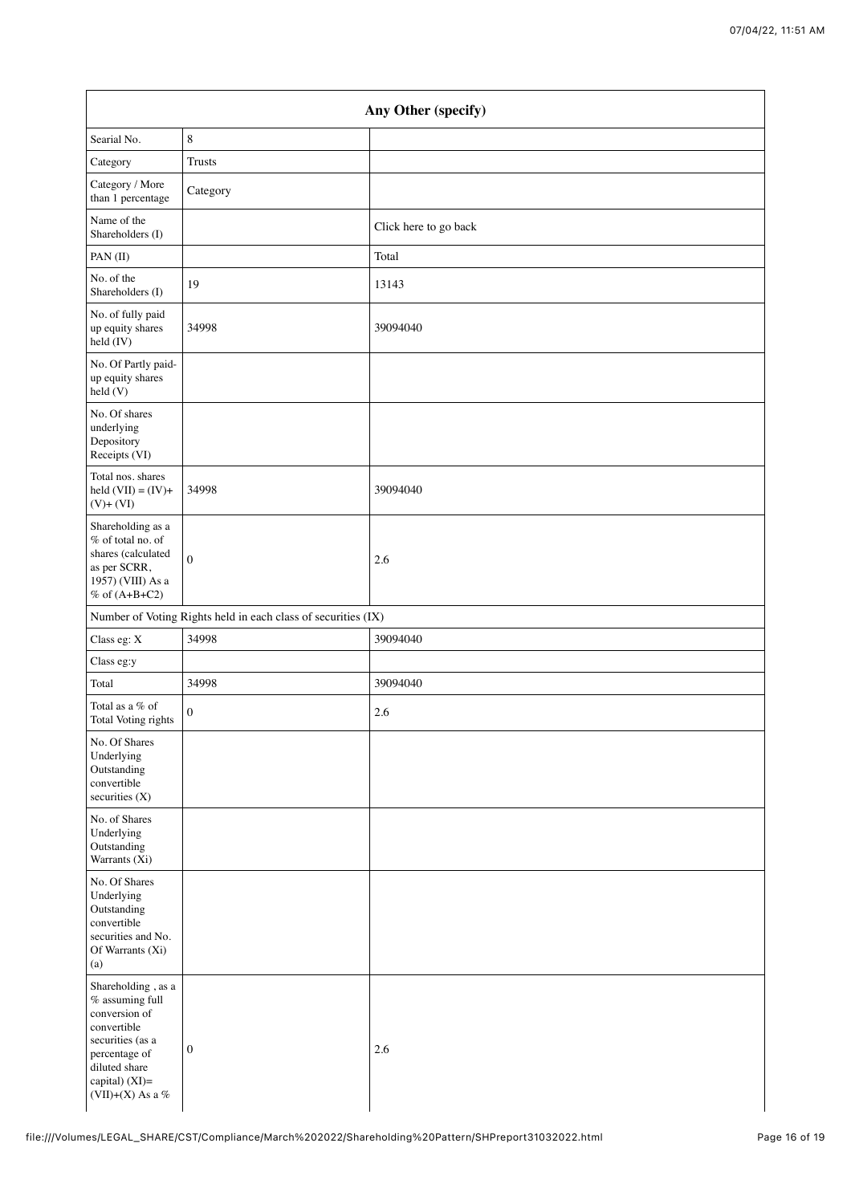| Any Other (specify) | | |
|---|---|---|
| Searial No. | 8 | |
| Category | Trusts | |
| Category / More than 1 percentage | Category | |
| Name of the Shareholders (I) | | Click here to go back |
| PAN (II) | | Total |
| No. of the Shareholders (I) | 19 | 13143 |
| No. of fully paid up equity shares held (IV) | 34998 | 39094040 |
| No. Of Partly paid-up equity shares held (V) | | |
| No. Of shares underlying Depository Receipts (VI) | | |
| Total nos. shares held (VII) = (IV)+ (V)+ (VI) | 34998 | 39094040 |
| Shareholding as a % of total no. of shares (calculated as per SCRR, 1957) (VIII) As a % of (A+B+C2) | 0 | 2.6 |
| Number of Voting Rights held in each class of securities (IX) | | |
| Class eg: X | 34998 | 39094040 |
| Class eg:y | | |
| Total | 34998 | 39094040 |
| Total as a % of Total Voting rights | 0 | 2.6 |
| No. Of Shares Underlying Outstanding convertible securities (X) | | |
| No. of Shares Underlying Outstanding Warrants (Xi) | | |
| No. Of Shares Underlying Outstanding convertible securities and No. Of Warrants (Xi) (a) | | |
| Shareholding , as a % assuming full conversion of convertible securities (as a percentage of diluted share capital) (XI)= (VII)+(X) As a % | 0 | 2.6 |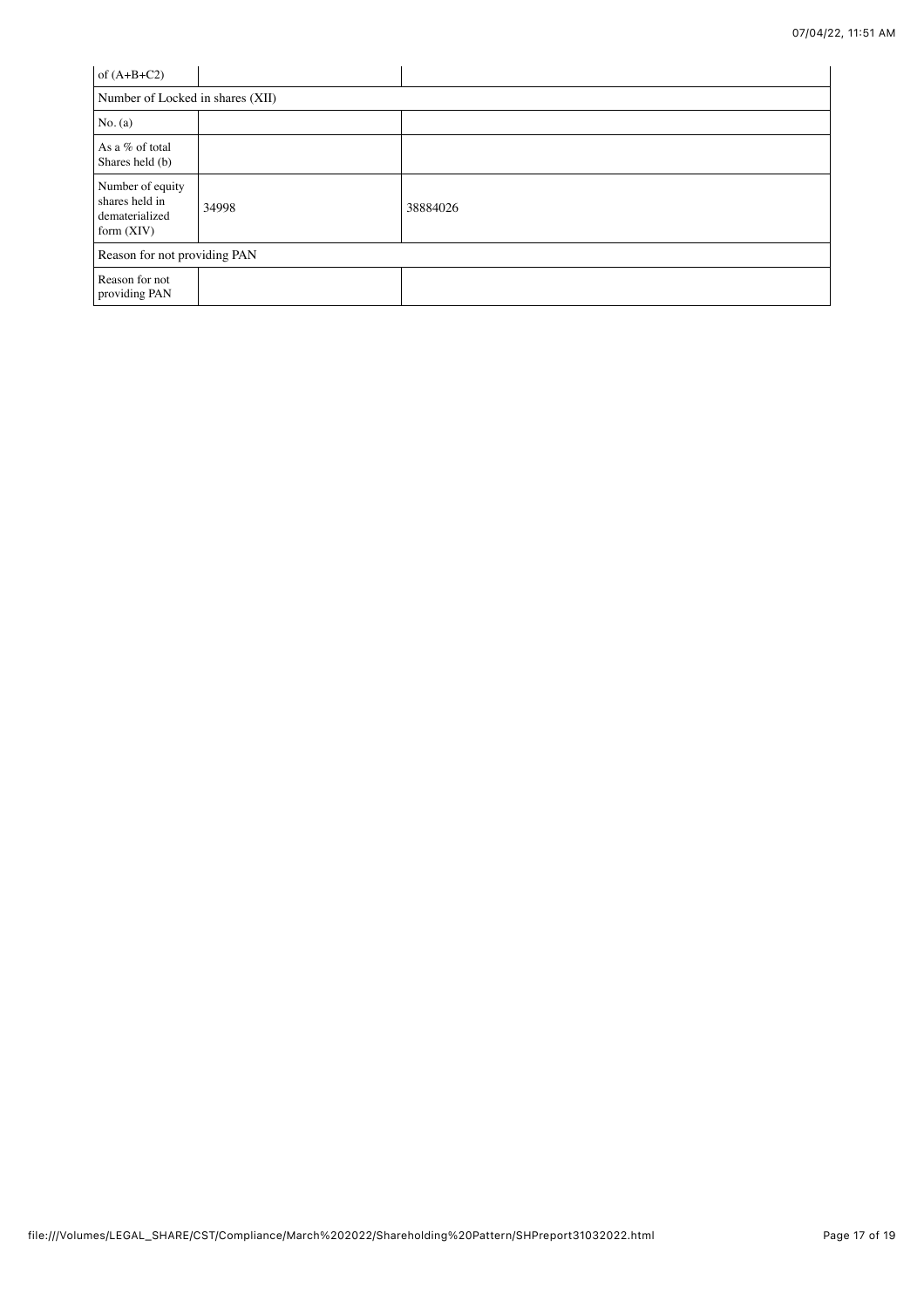| | | |
|---|---|---|
| of (A+B+C2) | | |
| Number of Locked in shares (XII) | | |
| No. (a) | | |
| As a % of total Shares held (b) | | |
| Number of equity shares held in dematerialized form (XIV) | 34998 | 38884026 |
| Reason for not providing PAN | | |
| Reason for not providing PAN | | |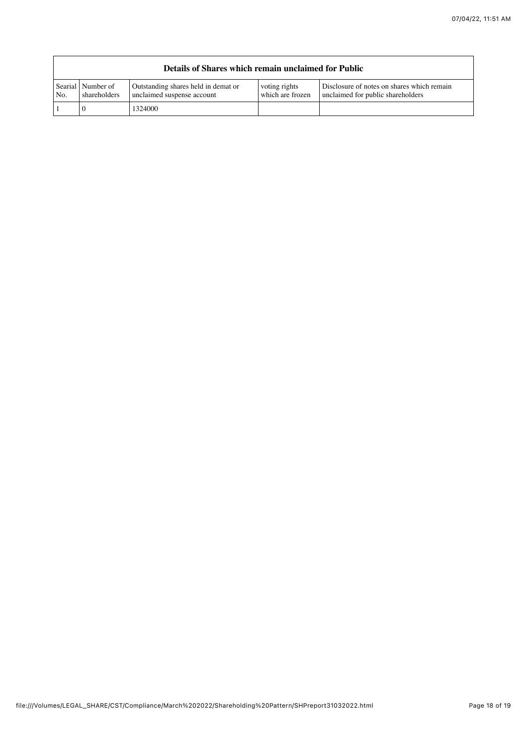| Details of Shares which remain unclaimed for Public | | | | |
|---|---|---|---|---|
| Searial No. | Number of shareholders | Outstanding shares held in demat or unclaimed suspense account | voting rights which are frozen | Disclosure of notes on shares which remain unclaimed for public shareholders |
| 1 | 0 | 1324000 | | |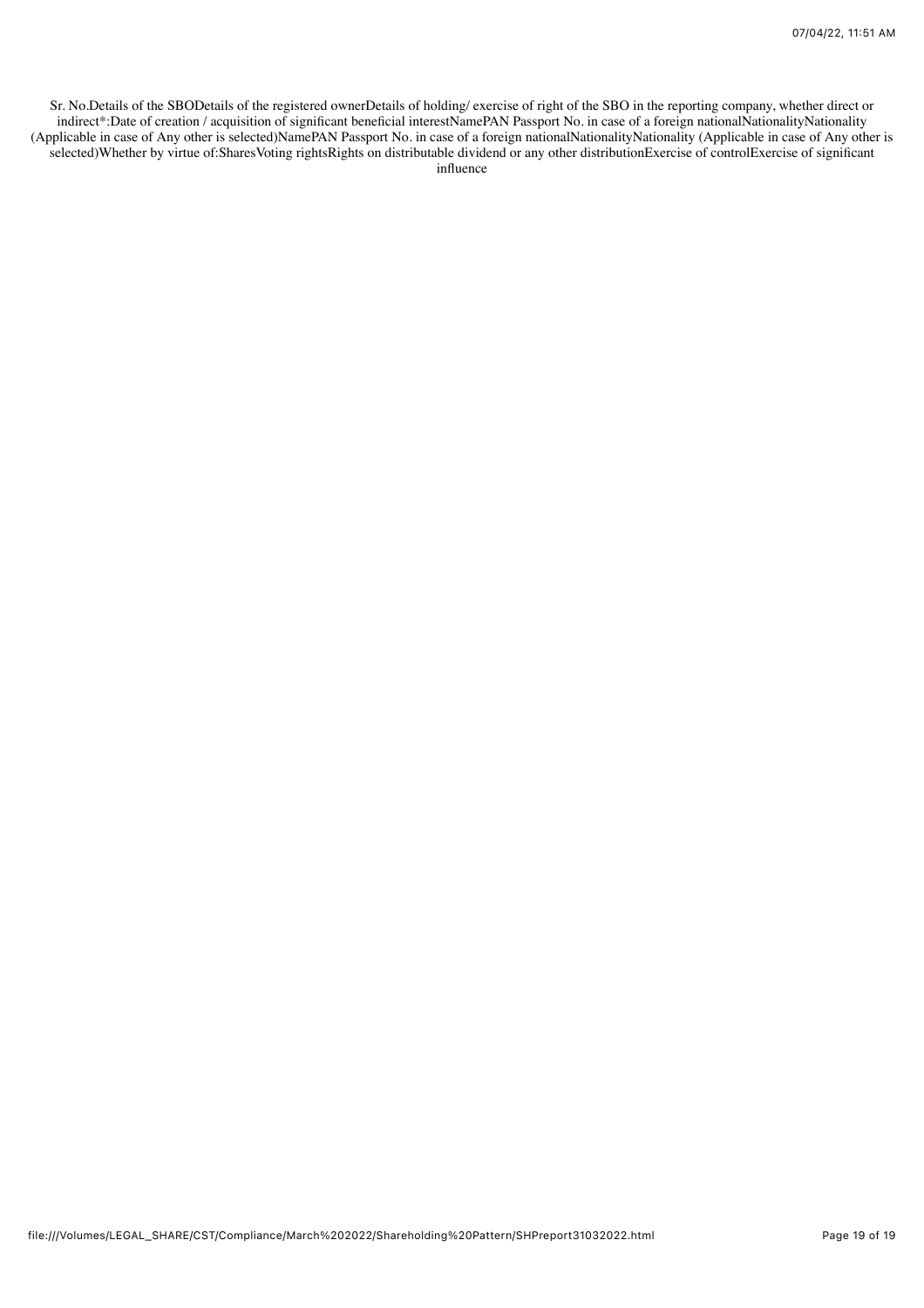Sr. No.Details of the SBODetails of the registered ownerDetails of holding/ exercise of right of the SBO in the reporting company, whether direct or indirect*:Date of creation / acquisition of significant beneficial interestNamePAN Passport No. in case of a foreign nationalNationalityNationality (Applicable in case of Any other is selected)NamePAN Passport No. in case of a foreign nationalNationalityNationality (Applicable in case of Any other is selected)Whether by virtue of:SharesVoting rightsRights on distributable dividend or any other distributionExercise of controlExercise of significant influence